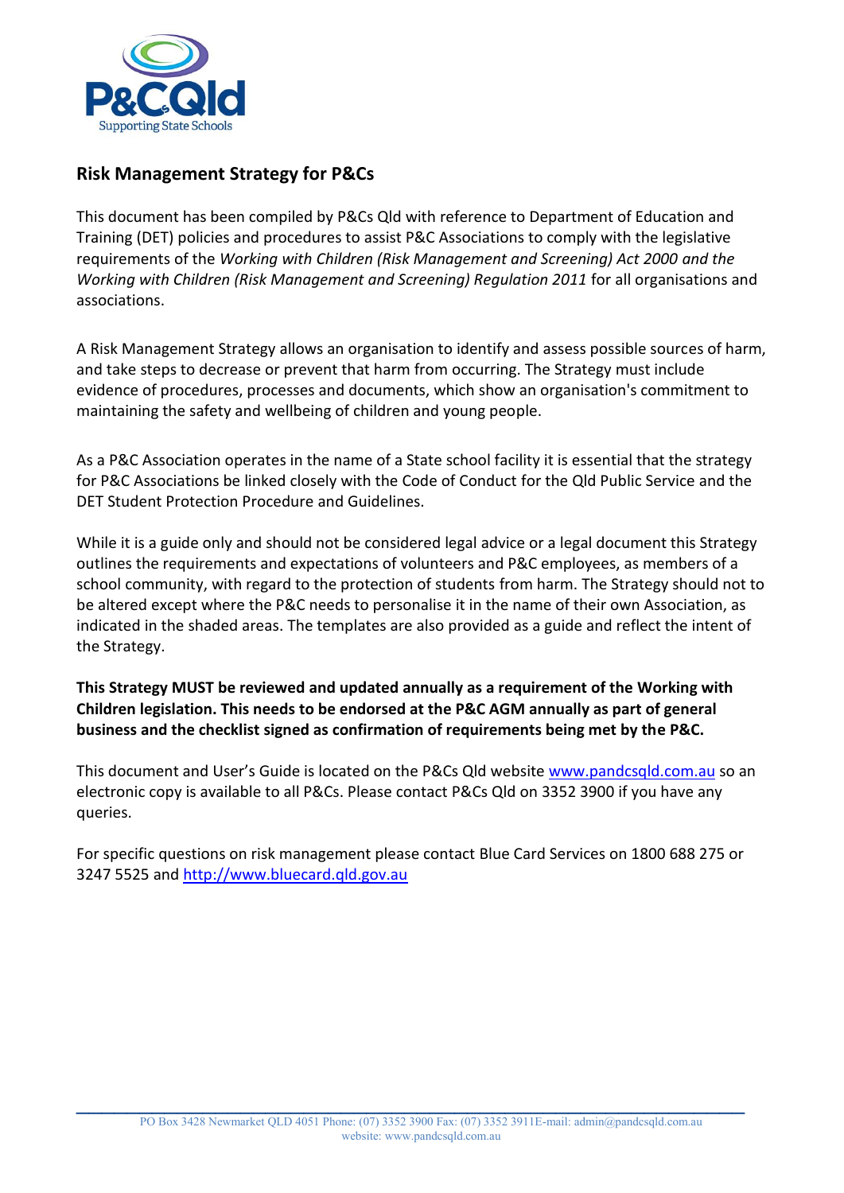P&CQld
Supporting State Schools

## Risk Management Strategy for P&Cs

This document has been compiled by P&Cs Qld with reference to Department of Education and Training (DET) policies and procedures to assist P&C Associations to comply with the legislative requirements of the *Working with Children (Risk Management and Screening) Act 2000 and the Working with Children (Risk Management and Screening) Regulation 2011* for all organisations and associations.

A Risk Management Strategy allows an organisation to identify and assess possible sources of harm, and take steps to decrease or prevent that harm from occurring. The Strategy must include evidence of procedures, processes and documents, which show an organisation's commitment to maintaining the safety and wellbeing of children and young people.

As a P&C Association operates in the name of a State school facility it is essential that the strategy for P&C Associations be linked closely with the Code of Conduct for the Qld Public Service and the DET Student Protection Procedure and Guidelines.

While it is a guide only and should not be considered legal advice or a legal document this Strategy outlines the requirements and expectations of volunteers and P&C employees, as members of a school community, with regard to the protection of students from harm. The Strategy should not to be altered except where the P&C needs to personalise it in the name of their own Association, as indicated in the shaded areas. The templates are also provided as a guide and reflect the intent of the Strategy.

**This Strategy MUST be reviewed and updated annually as a requirement of the Working with Children legislation. This needs to be endorsed at the P&C AGM annually as part of general business and the checklist signed as confirmation of requirements being met by the P&C.**

This document and User's Guide is located on the P&Cs Qld website [www.pandcsqld.com.au](www.pandcsqld.com.au) so an electronic copy is available to all P&Cs. Please contact P&Cs Qld on 3352 3900 if you have any queries.

For specific questions on risk management please contact Blue Card Services on 1800 688 275 or 3247 5525 and [http://www.bluecard.qld.gov.au](http://www.bluecard.qld.gov.au)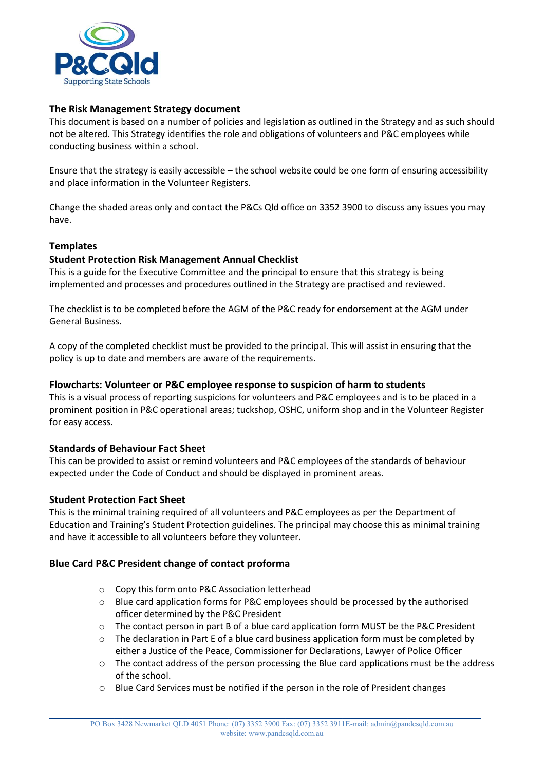## The Risk Management Strategy document

This document is based on a number of policies and legislation as outlined in the Strategy and as such should not be altered. This Strategy identifies the role and obligations of volunteers and P&C employees while conducting business within a school.

Ensure that the strategy is easily accessible – the school website could be one form of ensuring accessibility and place information in the Volunteer Registers.

Change the shaded areas only and contact the P&Cs Qld office on 3352 3900 to discuss any issues you may have.

## Templates

### Student Protection Risk Management Annual Checklist

This is a guide for the Executive Committee and the principal to ensure that this strategy is being implemented and processes and procedures outlined in the Strategy are practised and reviewed.

The checklist is to be completed before the AGM of the P&C ready for endorsement at the AGM under General Business.

A copy of the completed checklist must be provided to the principal. This will assist in ensuring that the policy is up to date and members are aware of the requirements.

### Flowcharts: Volunteer or P&C employee response to suspicion of harm to students

This is a visual process of reporting suspicions for volunteers and P&C employees and is to be placed in a prominent position in P&C operational areas; tuckshop, OSHC, uniform shop and in the Volunteer Register for easy access.

### Standards of Behaviour Fact Sheet

This can be provided to assist or remind volunteers and P&C employees of the standards of behaviour expected under the Code of Conduct and should be displayed in prominent areas.

### Student Protection Fact Sheet

This is the minimal training required of all volunteers and P&C employees as per the Department of Education and Training's Student Protection guidelines. The principal may choose this as minimal training and have it accessible to all volunteers before they volunteer.

### Blue Card P&C President change of contact proforma

- Copy this form onto P&C Association letterhead
- Blue card application forms for P&C employees should be processed by the authorised officer determined by the P&C President
- The contact person in part B of a blue card application form MUST be the P&C President
- The declaration in Part E of a blue card business application form must be completed by either a Justice of the Peace, Commissioner for Declarations, Lawyer of Police Officer
- The contact address of the person processing the Blue card applications must be the address of the school.
- Blue Card Services must be notified if the person in the role of President changes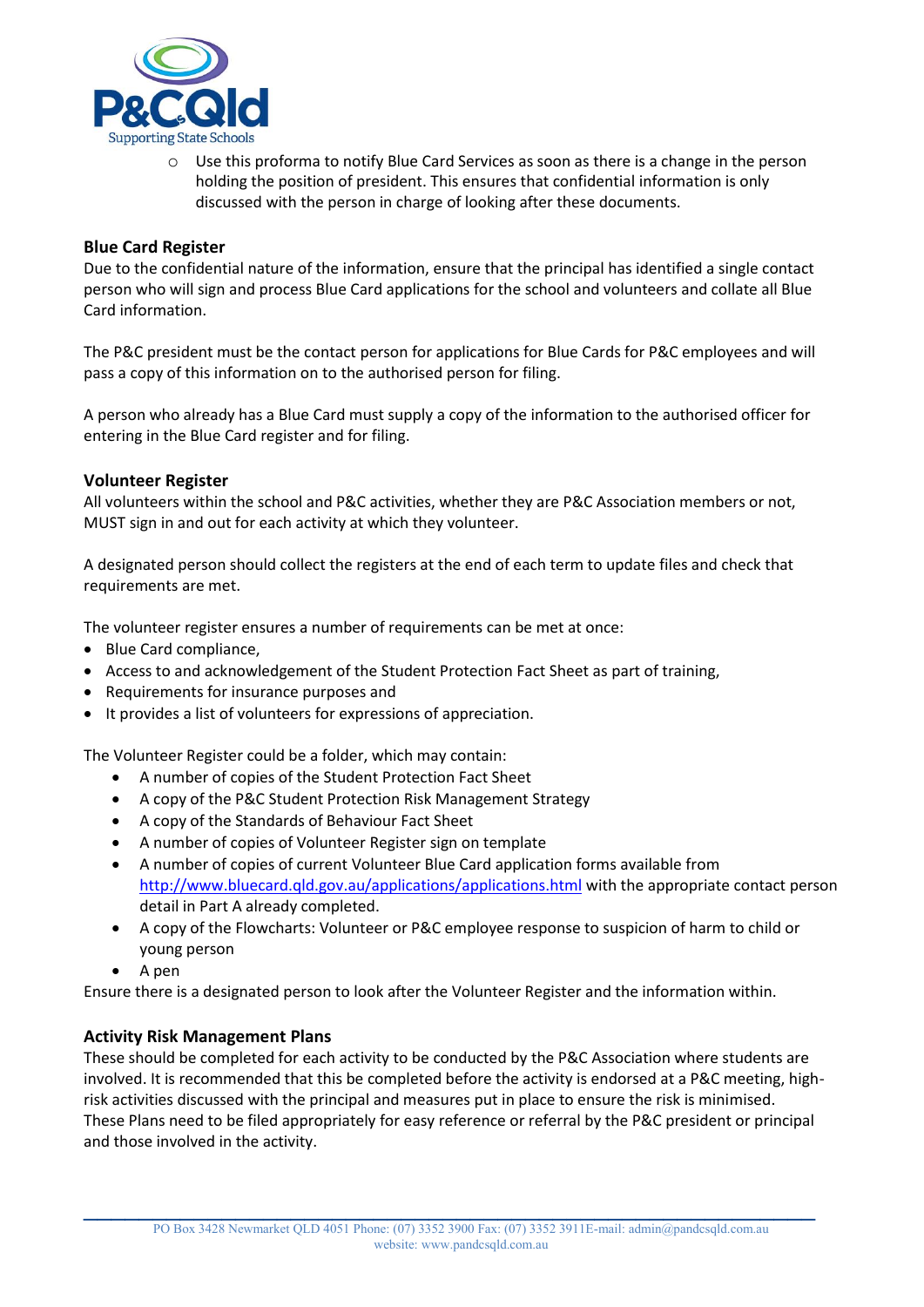- Use this proforma to notify Blue Card Services as soon as there is a change in the person holding the position of president. This ensures that confidential information is only discussed with the person in charge of looking after these documents.

### Blue Card Register

Due to the confidential nature of the information, ensure that the principal has identified a single contact person who will sign and process Blue Card applications for the school and volunteers and collate all Blue Card information.

The P&C president must be the contact person for applications for Blue Cards for P&C employees and will pass a copy of this information on to the authorised person for filing.

A person who already has a Blue Card must supply a copy of the information to the authorised officer for entering in the Blue Card register and for filing.

### Volunteer Register

All volunteers within the school and P&C activities, whether they are P&C Association members or not, MUST sign in and out for each activity at which they volunteer.

A designated person should collect the registers at the end of each term to update files and check that requirements are met.

The volunteer register ensures a number of requirements can be met at once:

- Blue Card compliance,
- Access to and acknowledgement of the Student Protection Fact Sheet as part of training,
- Requirements for insurance purposes and
- It provides a list of volunteers for expressions of appreciation.

The Volunteer Register could be a folder, which may contain:

- A number of copies of the Student Protection Fact Sheet
- A copy of the P&C Student Protection Risk Management Strategy
- A copy of the Standards of Behaviour Fact Sheet
- A number of copies of Volunteer Register sign on template
- A number of copies of current Volunteer Blue Card application forms available from http://www.bluecard.qld.gov.au/applications/applications.html with the appropriate contact person detail in Part A already completed.
- A copy of the Flowcharts: Volunteer or P&C employee response to suspicion of harm to child or young person
- A pen

Ensure there is a designated person to look after the Volunteer Register and the information within.

### Activity Risk Management Plans

These should be completed for each activity to be conducted by the P&C Association where students are involved. It is recommended that this be completed before the activity is endorsed at a P&C meeting, high-risk activities discussed with the principal and measures put in place to ensure the risk is minimised. These Plans need to be filed appropriately for easy reference or referral by the P&C president or principal and those involved in the activity.